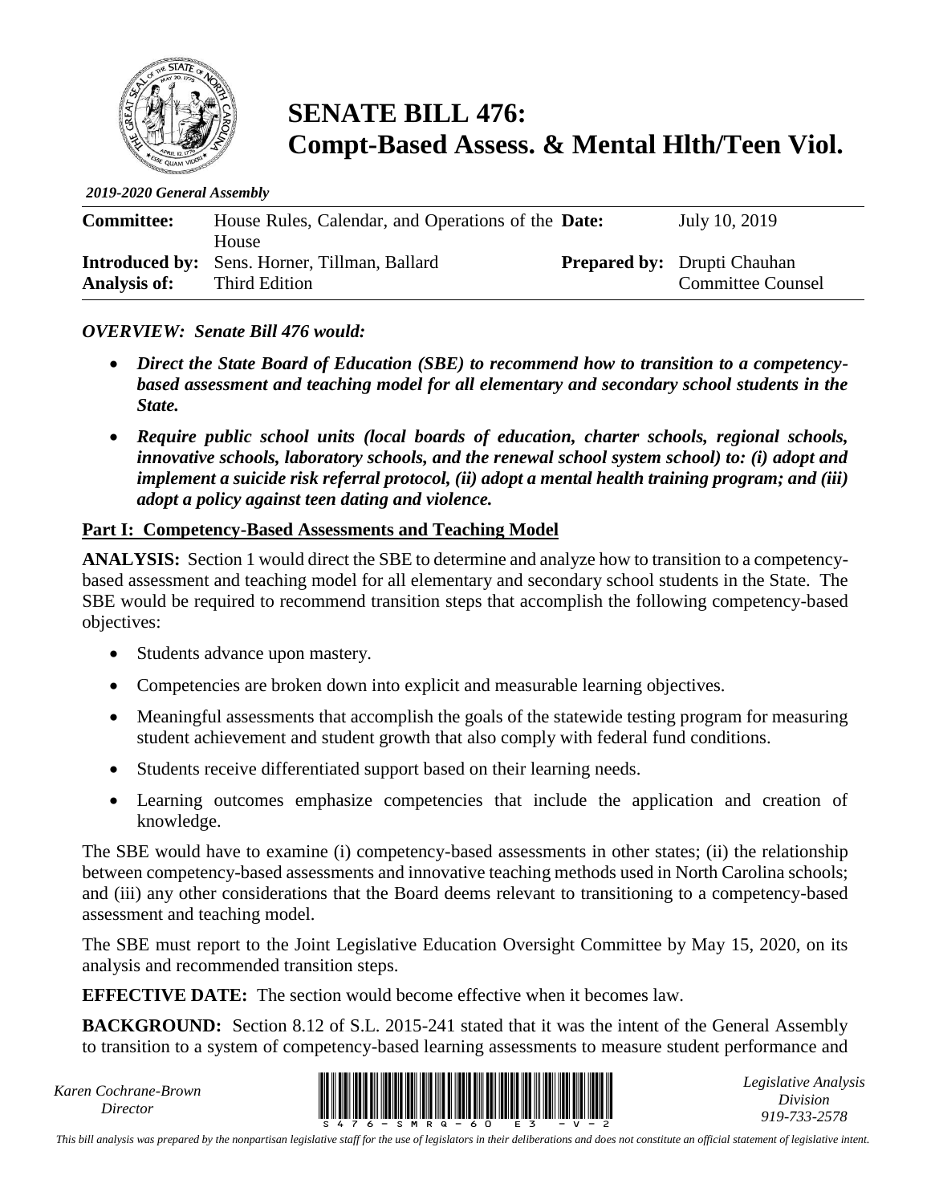# SENATE BILL 476: Compt-Based Assess. & Mental Hlth/Teen Viol.

*2019-2020 General Assembly*

| | | | |
|---|---|---|---|
| **Committee:** | House Rules, Calendar, and Operations of the House | **Date:** | July 10, 2019 |
| **Introduced by:** | Sens. Horner, Tillman, Ballard | **Prepared by:** | Drupti Chauhan |
| **Analysis of:** | Third Edition | | Committee Counsel |

***OVERVIEW: Senate Bill 476 would:***

- ***Direct the State Board of Education (SBE) to recommend how to transition to a competency-based assessment and teaching model for all elementary and secondary school students in the State.***
- ***Require public school units (local boards of education, charter schools, regional schools, innovative schools, laboratory schools, and the renewal school system school) to: (i) adopt and implement a suicide risk referral protocol, (ii) adopt a mental health training program; and (iii) adopt a policy against teen dating and violence.***

## Part I: Competency-Based Assessments and Teaching Model

**ANALYSIS:** Section 1 would direct the SBE to determine and analyze how to transition to a competency-based assessment and teaching model for all elementary and secondary school students in the State. The SBE would be required to recommend transition steps that accomplish the following competency-based objectives:

- Students advance upon mastery.
- Competencies are broken down into explicit and measurable learning objectives.
- Meaningful assessments that accomplish the goals of the statewide testing program for measuring student achievement and student growth that also comply with federal fund conditions.
- Students receive differentiated support based on their learning needs.
- Learning outcomes emphasize competencies that include the application and creation of knowledge.

The SBE would have to examine (i) competency-based assessments in other states; (ii) the relationship between competency-based assessments and innovative teaching methods used in North Carolina schools; and (iii) any other considerations that the Board deems relevant to transitioning to a competency-based assessment and teaching model.

The SBE must report to the Joint Legislative Education Oversight Committee by May 15, 2020, on its analysis and recommended transition steps.

**EFFECTIVE DATE:** The section would become effective when it becomes law.

**BACKGROUND:** Section 8.12 of S.L. 2015-241 stated that it was the intent of the General Assembly to transition to a system of competency-based learning assessments to measure student performance and

*Karen Cochrane-Brown*
*Director*

*Legislative Analysis Division*
*919-733-2578*

*This bill analysis was prepared by the nonpartisan legislative staff for the use of legislators in their deliberations and does not constitute an official statement of legislative intent.*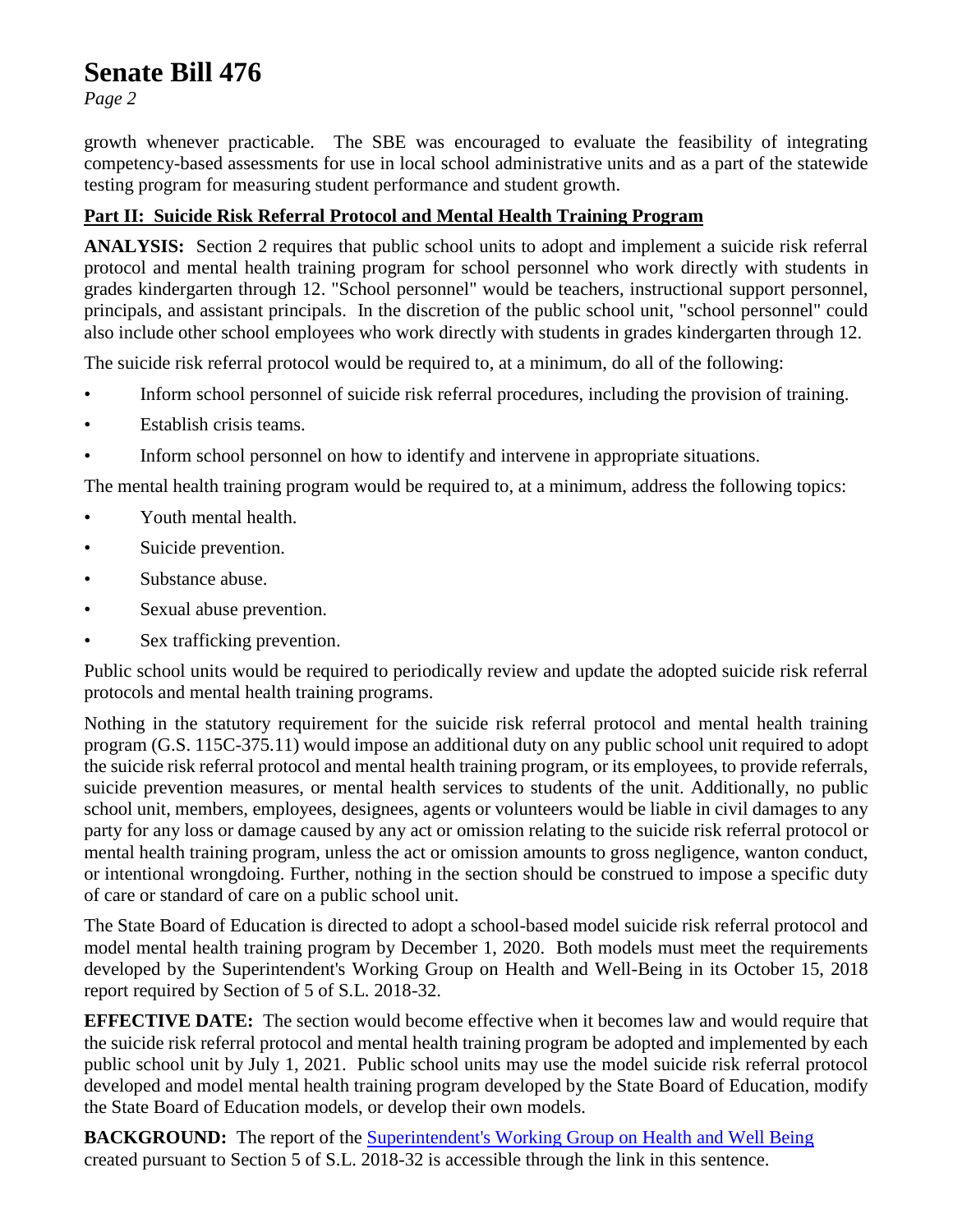growth whenever practicable. The SBE was encouraged to evaluate the feasibility of integrating competency-based assessments for use in local school administrative units and as a part of the statewide testing program for measuring student performance and student growth.

**Part II: Suicide Risk Referral Protocol and Mental Health Training Program**

**ANALYSIS:** Section 2 requires that public school units to adopt and implement a suicide risk referral protocol and mental health training program for school personnel who work directly with students in grades kindergarten through 12. "School personnel" would be teachers, instructional support personnel, principals, and assistant principals. In the discretion of the public school unit, "school personnel" could also include other school employees who work directly with students in grades kindergarten through 12.

The suicide risk referral protocol would be required to, at a minimum, do all of the following:

- Inform school personnel of suicide risk referral procedures, including the provision of training.
- Establish crisis teams.
- Inform school personnel on how to identify and intervene in appropriate situations.

The mental health training program would be required to, at a minimum, address the following topics:

- Youth mental health.
- Suicide prevention.
- Substance abuse.
- Sexual abuse prevention.
- Sex trafficking prevention.

Public school units would be required to periodically review and update the adopted suicide risk referral protocols and mental health training programs.

Nothing in the statutory requirement for the suicide risk referral protocol and mental health training program (G.S. 115C-375.11) would impose an additional duty on any public school unit required to adopt the suicide risk referral protocol and mental health training program, or its employees, to provide referrals, suicide prevention measures, or mental health services to students of the unit. Additionally, no public school unit, members, employees, designees, agents or volunteers would be liable in civil damages to any party for any loss or damage caused by any act or omission relating to the suicide risk referral protocol or mental health training program, unless the act or omission amounts to gross negligence, wanton conduct, or intentional wrongdoing. Further, nothing in the section should be construed to impose a specific duty of care or standard of care on a public school unit.

The State Board of Education is directed to adopt a school-based model suicide risk referral protocol and model mental health training program by December 1, 2020. Both models must meet the requirements developed by the Superintendent's Working Group on Health and Well-Being in its October 15, 2018 report required by Section of 5 of S.L. 2018-32.

**EFFECTIVE DATE:** The section would become effective when it becomes law and would require that the suicide risk referral protocol and mental health training program be adopted and implemented by each public school unit by July 1, 2021. Public school units may use the model suicide risk referral protocol developed and model mental health training program developed by the State Board of Education, modify the State Board of Education models, or develop their own models.

**BACKGROUND:** The report of the Superintendent's Working Group on Health and Well Being created pursuant to Section 5 of S.L. 2018-32 is accessible through the link in this sentence.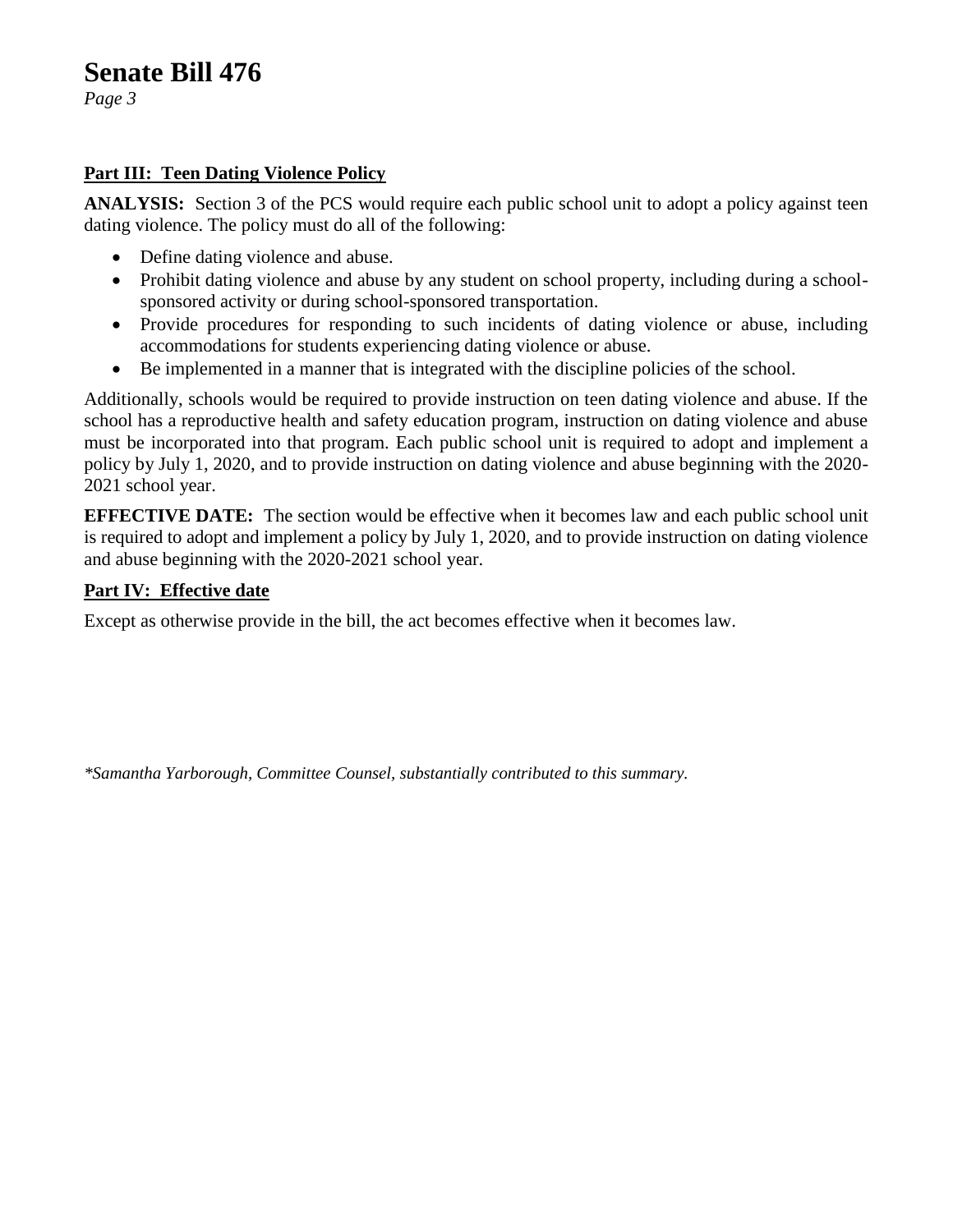**Part III: Teen Dating Violence Policy**

**ANALYSIS:** Section 3 of the PCS would require each public school unit to adopt a policy against teen dating violence. The policy must do all of the following:

- Define dating violence and abuse.
- Prohibit dating violence and abuse by any student on school property, including during a school-sponsored activity or during school-sponsored transportation.
- Provide procedures for responding to such incidents of dating violence or abuse, including accommodations for students experiencing dating violence or abuse.
- Be implemented in a manner that is integrated with the discipline policies of the school.

Additionally, schools would be required to provide instruction on teen dating violence and abuse. If the school has a reproductive health and safety education program, instruction on dating violence and abuse must be incorporated into that program. Each public school unit is required to adopt and implement a policy by July 1, 2020, and to provide instruction on dating violence and abuse beginning with the 2020-2021 school year.

**EFFECTIVE DATE:** The section would be effective when it becomes law and each public school unit is required to adopt and implement a policy by July 1, 2020, and to provide instruction on dating violence and abuse beginning with the 2020-2021 school year.

**Part IV: Effective date**

Except as otherwise provide in the bill, the act becomes effective when it becomes law.

*\*Samantha Yarborough, Committee Counsel, substantially contributed to this summary.*